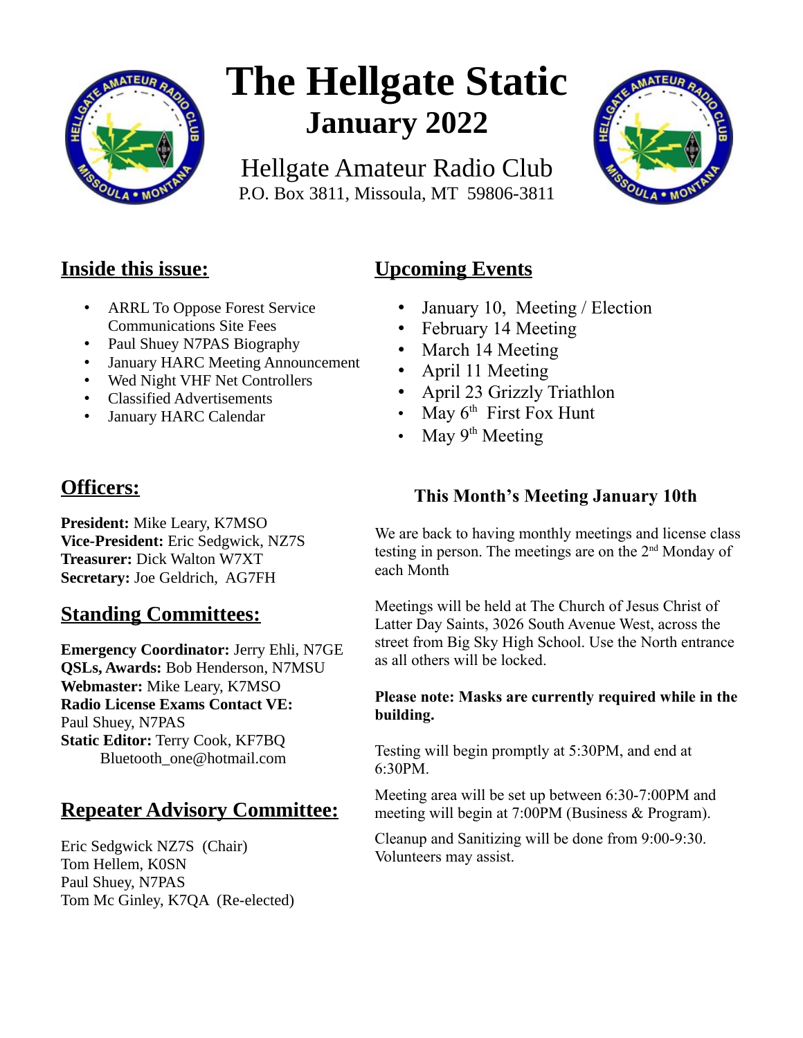# The Hellgate Static

## January 2022

Hellgate Amateur Radio Club
P.O. Box 3811, Missoula, MT 59806-3811

## Inside this issue:

- ARRL To Oppose Forest Service Communications Site Fees
- Paul Shuey N7PAS Biography
- January HARC Meeting Announcement
- Wed Night VHF Net Controllers
- Classified Advertisements
- January HARC Calendar

## Upcoming Events

- January 10, Meeting / Election
- February 14 Meeting
- March 14 Meeting
- April 11 Meeting
- April 23 Grizzly Triathlon
- May 6th First Fox Hunt
- May 9th Meeting

## Officers:

**President:** Mike Leary, K7MSO
**Vice-President:** Eric Sedgwick, NZ7S
**Treasurer:** Dick Walton W7XT
**Secretary:** Joe Geldrich, AG7FH

## Standing Committees:

**Emergency Coordinator:** Jerry Ehli, N7GE
**QSLs, Awards:** Bob Henderson, N7MSU
**Webmaster:** Mike Leary, K7MSO
**Radio License Exams Contact VE:** Paul Shuey, N7PAS
**Static Editor:** Terry Cook, KF7BQ
Bluetooth_one@hotmail.com

## Repeater Advisory Committee:

Eric Sedgwick NZ7S (Chair)
Tom Hellem, K0SN
Paul Shuey, N7PAS
Tom Mc Ginley, K7QA (Re-elected)

### This Month's Meeting January 10th

We are back to having monthly meetings and license class testing in person. The meetings are on the 2nd Monday of each Month

Meetings will be held at The Church of Jesus Christ of Latter Day Saints, 3026 South Avenue West, across the street from Big Sky High School. Use the North entrance as all others will be locked.

**Please note: Masks are currently required while in the building.**

Testing will begin promptly at 5:30PM, and end at 6:30PM.

Meeting area will be set up between 6:30-7:00PM and meeting will begin at 7:00PM (Business & Program).

Cleanup and Sanitizing will be done from 9:00-9:30. Volunteers may assist.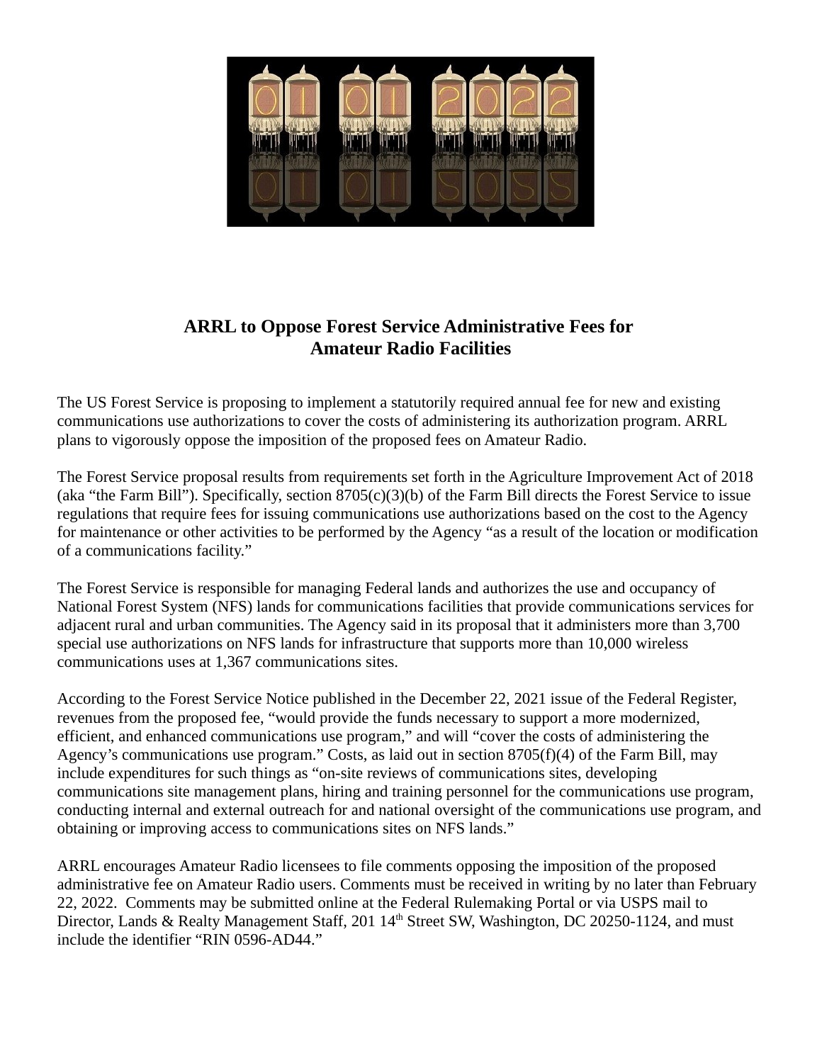## ARRL to Oppose Forest Service Administrative Fees for Amateur Radio Facilities

The US Forest Service is proposing to implement a statutorily required annual fee for new and existing communications use authorizations to cover the costs of administering its authorization program. ARRL plans to vigorously oppose the imposition of the proposed fees on Amateur Radio.

The Forest Service proposal results from requirements set forth in the Agriculture Improvement Act of 2018 (aka "the Farm Bill"). Specifically, section 8705(c)(3)(b) of the Farm Bill directs the Forest Service to issue regulations that require fees for issuing communications use authorizations based on the cost to the Agency for maintenance or other activities to be performed by the Agency "as a result of the location or modification of a communications facility."

The Forest Service is responsible for managing Federal lands and authorizes the use and occupancy of National Forest System (NFS) lands for communications facilities that provide communications services for adjacent rural and urban communities. The Agency said in its proposal that it administers more than 3,700 special use authorizations on NFS lands for infrastructure that supports more than 10,000 wireless communications uses at 1,367 communications sites.

According to the Forest Service Notice published in the December 22, 2021 issue of the Federal Register, revenues from the proposed fee, "would provide the funds necessary to support a more modernized, efficient, and enhanced communications use program," and will "cover the costs of administering the Agency's communications use program." Costs, as laid out in section 8705(f)(4) of the Farm Bill, may include expenditures for such things as "on-site reviews of communications sites, developing communications site management plans, hiring and training personnel for the communications use program, conducting internal and external outreach for and national oversight of the communications use program, and obtaining or improving access to communications sites on NFS lands."

ARRL encourages Amateur Radio licensees to file comments opposing the imposition of the proposed administrative fee on Amateur Radio users. Comments must be received in writing by no later than February 22, 2022. Comments may be submitted online at the Federal Rulemaking Portal or via USPS mail to Director, Lands & Realty Management Staff, 201 14th Street SW, Washington, DC 20250-1124, and must include the identifier "RIN 0596-AD44."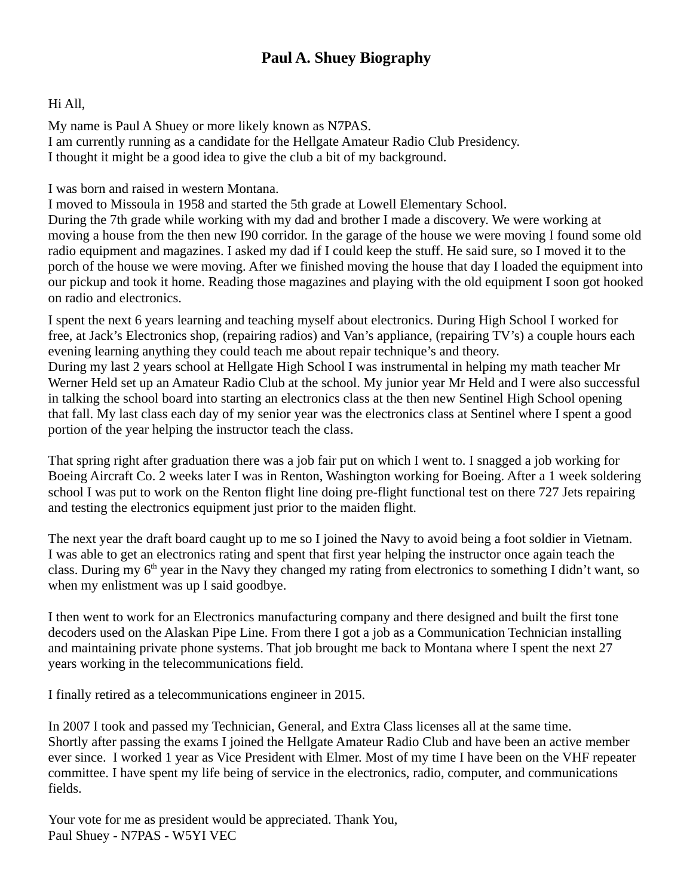# Paul A. Shuey Biography

Hi All,

My name is Paul A Shuey or more likely known as N7PAS.
I am currently running as a candidate for the Hellgate Amateur Radio Club Presidency.
I thought it might be a good idea to give the club a bit of my background.

I was born and raised in western Montana.
I moved to Missoula in 1958 and started the 5th grade at Lowell Elementary School.
During the 7th grade while working with my dad and brother I made a discovery. We were working at moving a house from the then new I90 corridor. In the garage of the house we were moving I found some old radio equipment and magazines. I asked my dad if I could keep the stuff. He said sure, so I moved it to the porch of the house we were moving. After we finished moving the house that day I loaded the equipment into our pickup and took it home. Reading those magazines and playing with the old equipment I soon got hooked on radio and electronics.

I spent the next 6 years learning and teaching myself about electronics. During High School I worked for free, at Jack's Electronics shop, (repairing radios) and Van's appliance, (repairing TV's) a couple hours each evening learning anything they could teach me about repair technique's and theory.
During my last 2 years school at Hellgate High School I was instrumental in helping my math teacher Mr Werner Held set up an Amateur Radio Club at the school. My junior year Mr Held and I were also successful in talking the school board into starting an electronics class at the then new Sentinel High School opening that fall. My last class each day of my senior year was the electronics class at Sentinel where I spent a good portion of the year helping the instructor teach the class.

That spring right after graduation there was a job fair put on which I went to. I snagged a job working for Boeing Aircraft Co. 2 weeks later I was in Renton, Washington working for Boeing. After a 1 week soldering school I was put to work on the Renton flight line doing pre-flight functional test on there 727 Jets repairing and testing the electronics equipment just prior to the maiden flight.

The next year the draft board caught up to me so I joined the Navy to avoid being a foot soldier in Vietnam. I was able to get an electronics rating and spent that first year helping the instructor once again teach the class. During my 6th year in the Navy they changed my rating from electronics to something I didn't want, so when my enlistment was up I said goodbye.

I then went to work for an Electronics manufacturing company and there designed and built the first tone decoders used on the Alaskan Pipe Line. From there I got a job as a Communication Technician installing and maintaining private phone systems. That job brought me back to Montana where I spent the next 27 years working in the telecommunications field.

I finally retired as a telecommunications engineer in 2015.

In 2007 I took and passed my Technician, General, and Extra Class licenses all at the same time.
Shortly after passing the exams I joined the Hellgate Amateur Radio Club and have been an active member ever since. I worked 1 year as Vice President with Elmer. Most of my time I have been on the VHF repeater committee. I have spent my life being of service in the electronics, radio, computer, and communications fields.

Your vote for me as president would be appreciated. Thank You,
Paul Shuey - N7PAS - W5YI VEC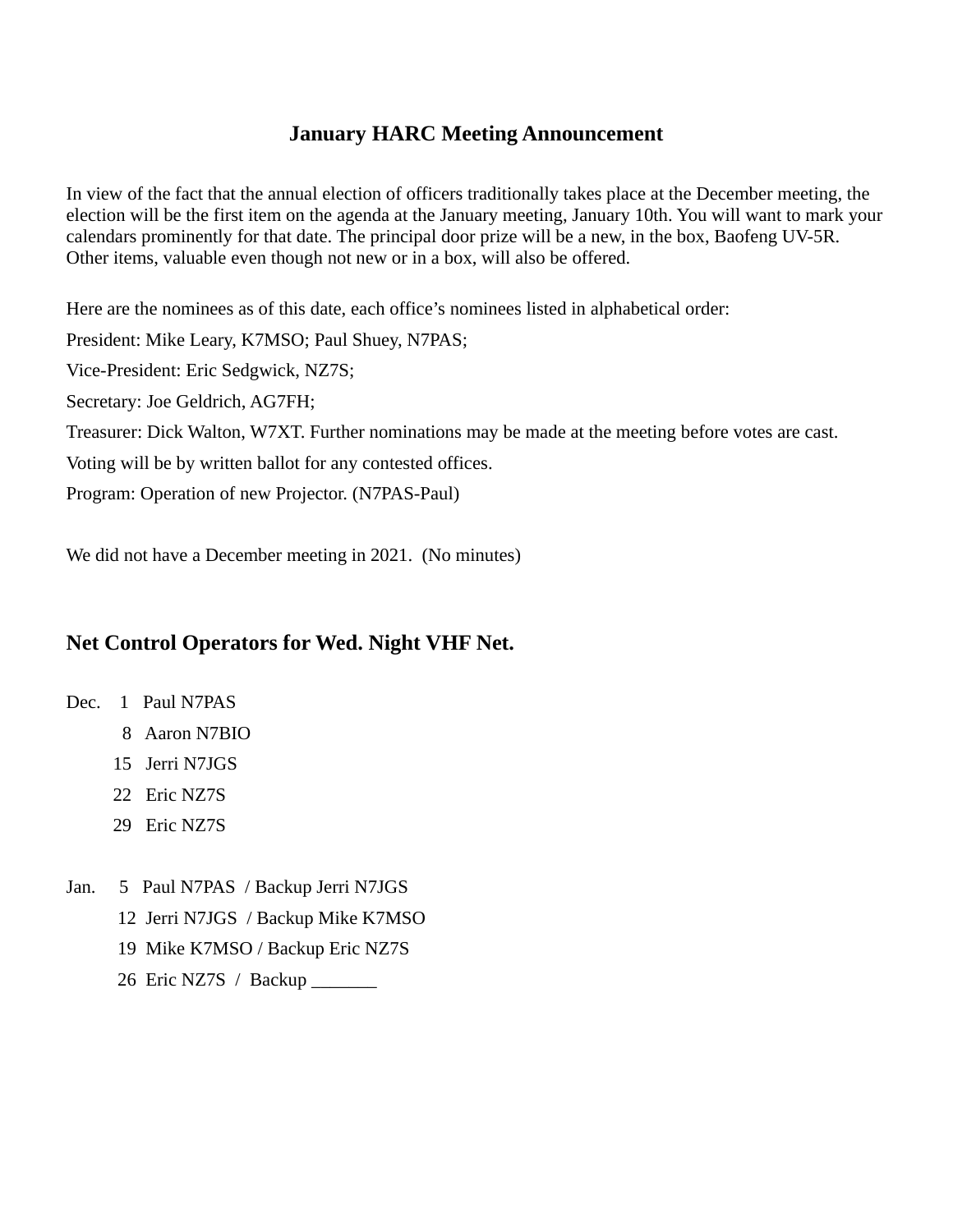# January HARC Meeting Announcement

In view of the fact that the annual election of officers traditionally takes place at the December meeting, the election will be the first item on the agenda at the January meeting, January 10th. You will want to mark your calendars prominently for that date. The principal door prize will be a new, in the box, Baofeng UV-5R. Other items, valuable even though not new or in a box, will also be offered.

Here are the nominees as of this date, each office's nominees listed in alphabetical order:

President: Mike Leary, K7MSO; Paul Shuey, N7PAS;

Vice-President: Eric Sedgwick, NZ7S;

Secretary: Joe Geldrich, AG7FH;

Treasurer: Dick Walton, W7XT. Further nominations may be made at the meeting before votes are cast.

Voting will be by written ballot for any contested offices.

Program: Operation of new Projector. (N7PAS-Paul)

We did not have a December meeting in 2021. (No minutes)

## Net Control Operators for Wed. Night VHF Net.

Dec. 1 Paul N7PAS
8 Aaron N7BIO
15 Jerri N7JGS
22 Eric NZ7S
29 Eric NZ7S

Jan. 5 Paul N7PAS / Backup Jerri N7JGS
12 Jerri N7JGS / Backup Mike K7MSO
19 Mike K7MSO / Backup Eric NZ7S
26 Eric NZ7S / Backup _______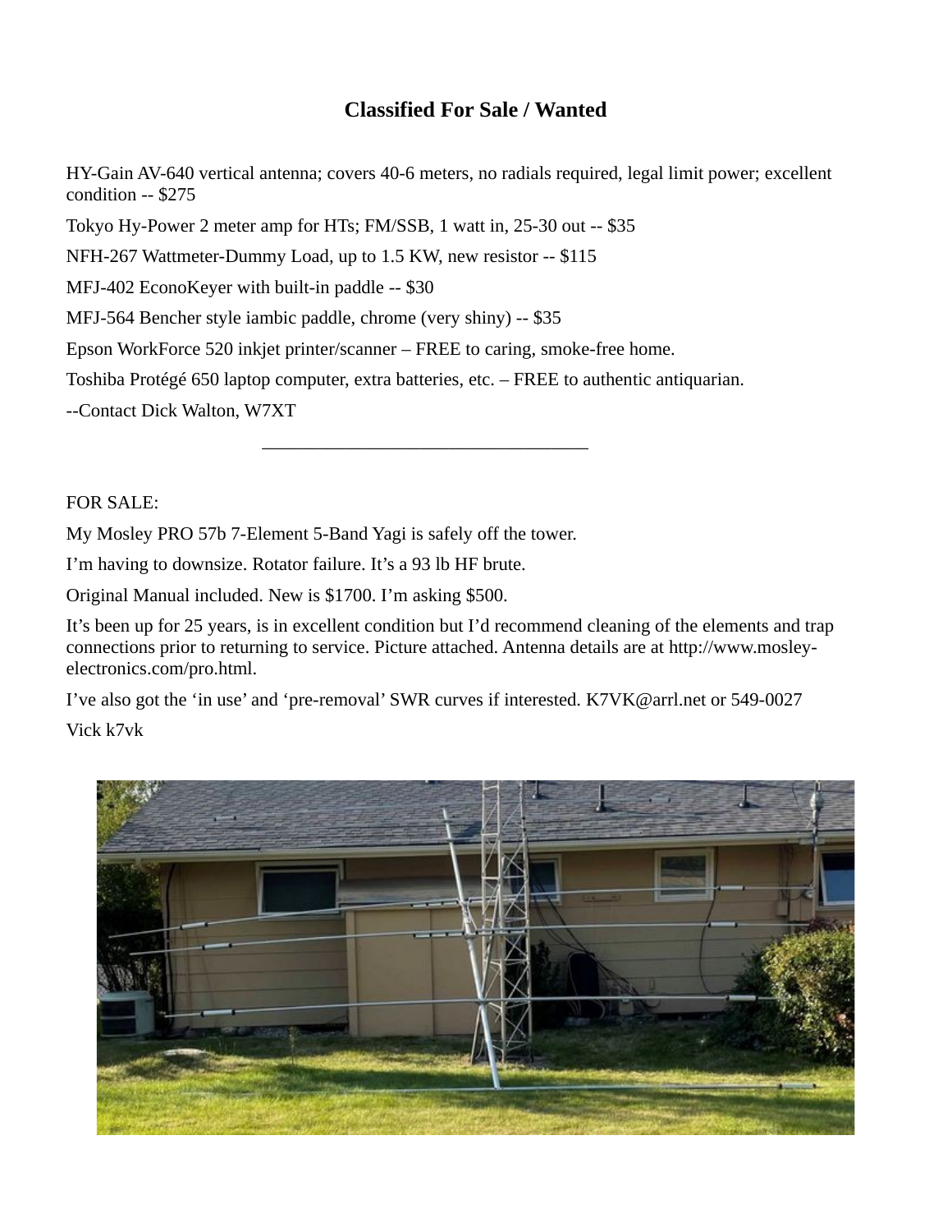## Classified For Sale / Wanted

HY-Gain AV-640 vertical antenna; covers 40-6 meters, no radials required, legal limit power; excellent condition -- $275

Tokyo Hy-Power 2 meter amp for HTs; FM/SSB, 1 watt in, 25-30 out -- $35

NFH-267 Wattmeter-Dummy Load, up to 1.5 KW, new resistor -- $115

MFJ-402 EconoKeyer with built-in paddle -- $30

MFJ-564 Bencher style iambic paddle, chrome (very shiny) -- $35

Epson WorkForce 520 inkjet printer/scanner – FREE to caring, smoke-free home.

Toshiba Protégé 650 laptop computer, extra batteries, etc. – FREE to authentic antiquarian.

--Contact Dick Walton, W7XT

---

FOR SALE:

My Mosley PRO 57b 7-Element 5-Band Yagi is safely off the tower.

I'm having to downsize. Rotator failure. It's a 93 lb HF brute.

Original Manual included. New is $1700. I'm asking $500.

It's been up for 25 years, is in excellent condition but I'd recommend cleaning of the elements and trap connections prior to returning to service. Picture attached. Antenna details are at http://www.mosley-electronics.com/pro.html.

I've also got the 'in use' and 'pre-removal' SWR curves if interested. K7VK@arrl.net or 549-0027

Vick k7vk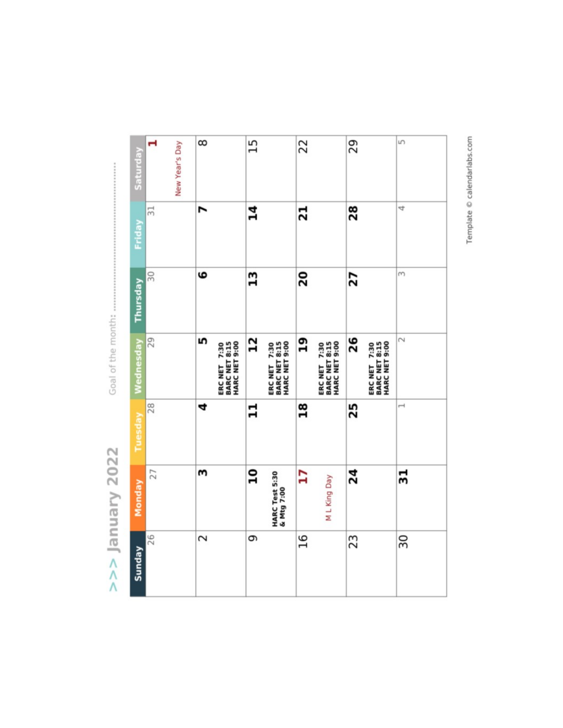# >>> January 2022

Goal of the month: ..............................................

| Sunday | Monday | Tuesday | Wednesday | Thursday | Friday | Saturday |
|---|---|---|---|---|---|---|
| 26 | 27 | 28 | 29 | 30 | 31 | 1 New Year's Day |
| 2 | 3 | 4 | 5 ERC NET 7:30 BARC NET 8:15 HARC NET 9:00 | 6 | 7 | 8 |
| 9 | 10 HARC Test 5:30 & Mtg 7:00 | 11 | 12 ERC NET 7:30 BARC NET 8:15 HARC NET 9:00 | 13 | 14 | 15 |
| 16 | 17 M L King Day | 18 | 19 ERC NET 7:30 BARC NET 8:15 HARC NET 9:00 | 20 | 21 | 22 |
| 23 | 24 | 25 | 26 ERC NET 7:30 BARC NET 8:15 HARC NET 9:00 | 27 | 28 | 29 |
| 30 | 31 | 1 | 2 | 3 | 4 | 5 |

Template © calendarlabs.com